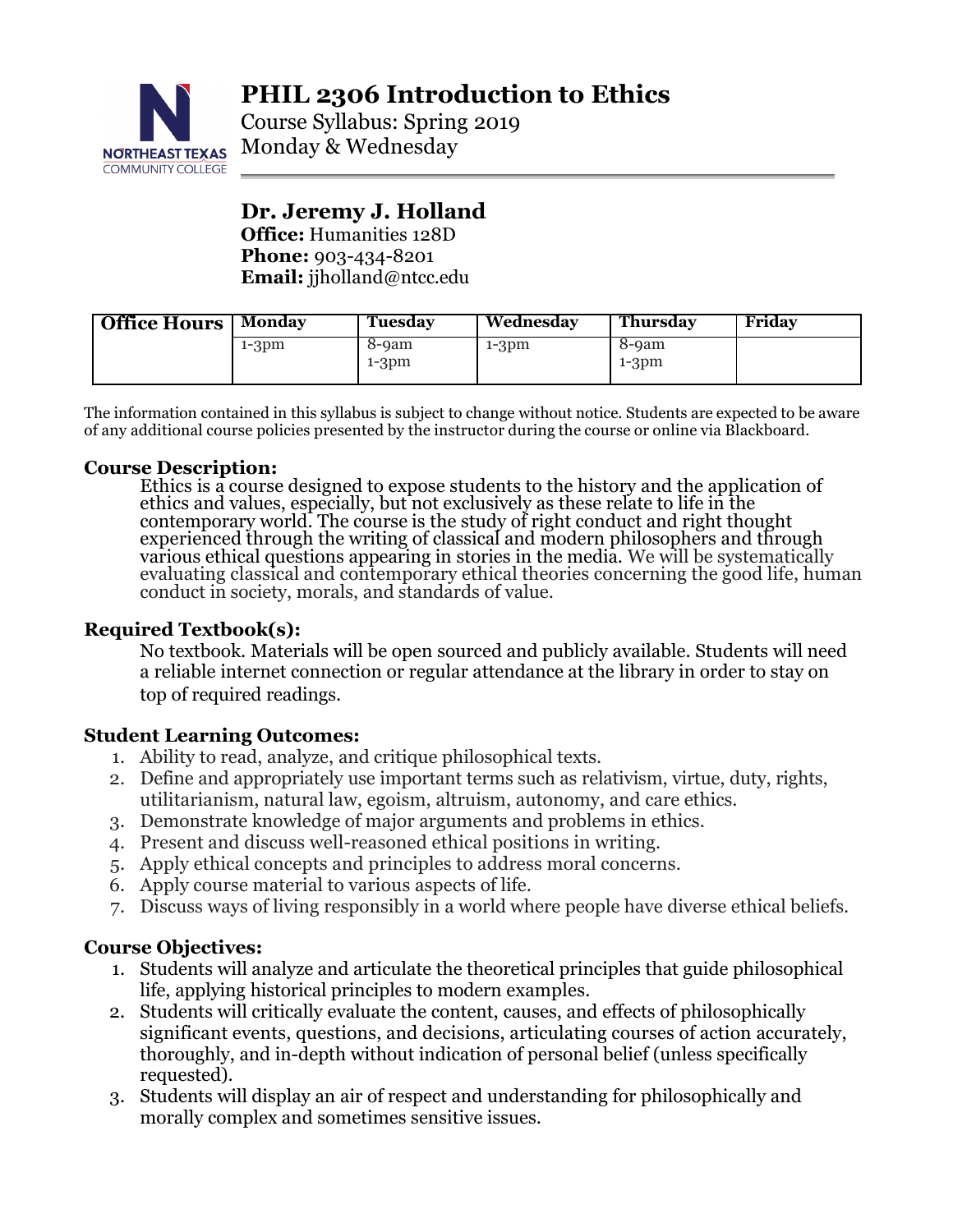# PHIL 2306 Introduction to Ethics

Course Syllabus: Spring 2019
Monday & Wednesday

## Dr. Jeremy J. Holland

**Office:** Humanities 128D
**Phone:** 903-434-8201
**Email:** jjholland@ntcc.edu

| Office Hours | Monday | Tuesday | Wednesday | Thursday | Friday |
|---|---|---|---|---|---|
| | 1-3pm | 8-9am<br>1-3pm | 1-3pm | 8-9am<br>1-3pm | |

The information contained in this syllabus is subject to change without notice. Students are expected to be aware of any additional course policies presented by the instructor during the course or online via Blackboard.

### Course Description:

Ethics is a course designed to expose students to the history and the application of ethics and values, especially, but not exclusively as these relate to life in the contemporary world. The course is the study of right conduct and right thought experienced through the writing of classical and modern philosophers and through various ethical questions appearing in stories in the media. We will be systematically evaluating classical and contemporary ethical theories concerning the good life, human conduct in society, morals, and standards of value.

### Required Textbook(s):

No textbook. Materials will be open sourced and publicly available. Students will need a reliable internet connection or regular attendance at the library in order to stay on top of required readings.

### Student Learning Outcomes:

1. Ability to read, analyze, and critique philosophical texts.
2. Define and appropriately use important terms such as relativism, virtue, duty, rights, utilitarianism, natural law, egoism, altruism, autonomy, and care ethics.
3. Demonstrate knowledge of major arguments and problems in ethics.
4. Present and discuss well-reasoned ethical positions in writing.
5. Apply ethical concepts and principles to address moral concerns.
6. Apply course material to various aspects of life.
7. Discuss ways of living responsibly in a world where people have diverse ethical beliefs.

### Course Objectives:

1. Students will analyze and articulate the theoretical principles that guide philosophical life, applying historical principles to modern examples.
2. Students will critically evaluate the content, causes, and effects of philosophically significant events, questions, and decisions, articulating courses of action accurately, thoroughly, and in-depth without indication of personal belief (unless specifically requested).
3. Students will display an air of respect and understanding for philosophically and morally complex and sometimes sensitive issues.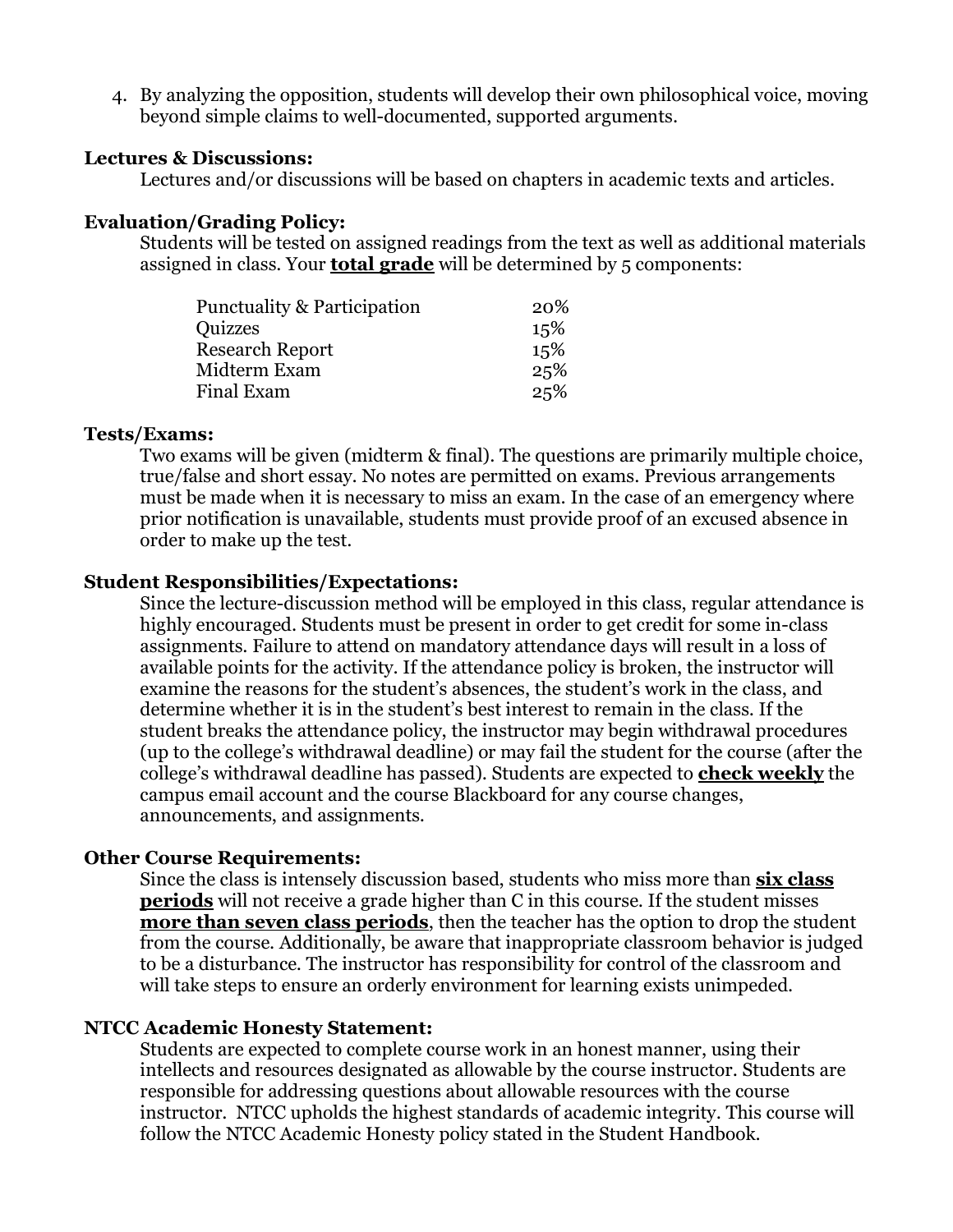4. By analyzing the opposition, students will develop their own philosophical voice, moving beyond simple claims to well-documented, supported arguments.

**Lectures & Discussions:**

Lectures and/or discussions will be based on chapters in academic texts and articles.

**Evaluation/Grading Policy:**

Students will be tested on assigned readings from the text as well as additional materials assigned in class. Your **total grade** will be determined by 5 components:

| Component | Weight |
|---|---|
| Punctuality & Participation | 20% |
| Quizzes | 15% |
| Research Report | 15% |
| Midterm Exam | 25% |
| Final Exam | 25% |

**Tests/Exams:**

Two exams will be given (midterm & final). The questions are primarily multiple choice, true/false and short essay. No notes are permitted on exams. Previous arrangements must be made when it is necessary to miss an exam. In the case of an emergency where prior notification is unavailable, students must provide proof of an excused absence in order to make up the test.

**Student Responsibilities/Expectations:**

Since the lecture-discussion method will be employed in this class, regular attendance is highly encouraged. Students must be present in order to get credit for some in-class assignments. Failure to attend on mandatory attendance days will result in a loss of available points for the activity. If the attendance policy is broken, the instructor will examine the reasons for the student's absences, the student's work in the class, and determine whether it is in the student's best interest to remain in the class. If the student breaks the attendance policy, the instructor may begin withdrawal procedures (up to the college's withdrawal deadline) or may fail the student for the course (after the college's withdrawal deadline has passed). Students are expected to **check weekly** the campus email account and the course Blackboard for any course changes, announcements, and assignments.

**Other Course Requirements:**

Since the class is intensely discussion based, students who miss more than **six class periods** will not receive a grade higher than C in this course. If the student misses **more than seven class periods**, then the teacher has the option to drop the student from the course. Additionally, be aware that inappropriate classroom behavior is judged to be a disturbance. The instructor has responsibility for control of the classroom and will take steps to ensure an orderly environment for learning exists unimpeded.

**NTCC Academic Honesty Statement:**

Students are expected to complete course work in an honest manner, using their intellects and resources designated as allowable by the course instructor. Students are responsible for addressing questions about allowable resources with the course instructor. NTCC upholds the highest standards of academic integrity. This course will follow the NTCC Academic Honesty policy stated in the Student Handbook.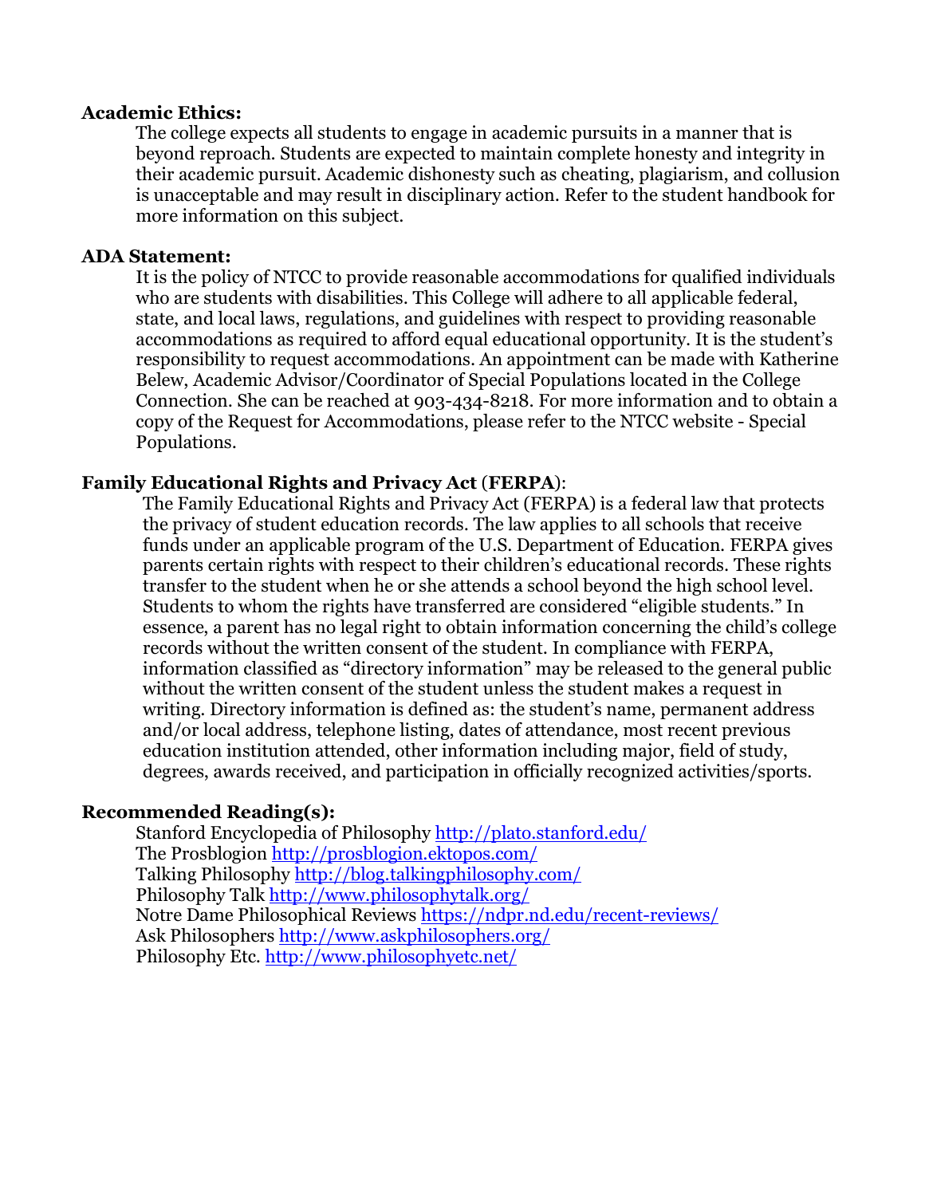**Academic Ethics:**

The college expects all students to engage in academic pursuits in a manner that is beyond reproach. Students are expected to maintain complete honesty and integrity in their academic pursuit. Academic dishonesty such as cheating, plagiarism, and collusion is unacceptable and may result in disciplinary action. Refer to the student handbook for more information on this subject.

**ADA Statement:**

It is the policy of NTCC to provide reasonable accommodations for qualified individuals who are students with disabilities. This College will adhere to all applicable federal, state, and local laws, regulations, and guidelines with respect to providing reasonable accommodations as required to afford equal educational opportunity. It is the student's responsibility to request accommodations. An appointment can be made with Katherine Belew, Academic Advisor/Coordinator of Special Populations located in the College Connection. She can be reached at 903-434-8218. For more information and to obtain a copy of the Request for Accommodations, please refer to the NTCC website - Special Populations.

**Family Educational Rights and Privacy Act (FERPA)**:

The Family Educational Rights and Privacy Act (FERPA) is a federal law that protects the privacy of student education records. The law applies to all schools that receive funds under an applicable program of the U.S. Department of Education. FERPA gives parents certain rights with respect to their children's educational records. These rights transfer to the student when he or she attends a school beyond the high school level. Students to whom the rights have transferred are considered "eligible students." In essence, a parent has no legal right to obtain information concerning the child's college records without the written consent of the student. In compliance with FERPA, information classified as "directory information" may be released to the general public without the written consent of the student unless the student makes a request in writing. Directory information is defined as: the student's name, permanent address and/or local address, telephone listing, dates of attendance, most recent previous education institution attended, other information including major, field of study, degrees, awards received, and participation in officially recognized activities/sports.

**Recommended Reading(s):**

Stanford Encyclopedia of Philosophy http://plato.stanford.edu/
The Prosblogion http://prosblogion.ektopos.com/
Talking Philosophy http://blog.talkingphilosophy.com/
Philosophy Talk http://www.philosophytalk.org/
Notre Dame Philosophical Reviews https://ndpr.nd.edu/recent-reviews/
Ask Philosophers http://www.askphilosophers.org/
Philosophy Etc. http://www.philosophyetc.net/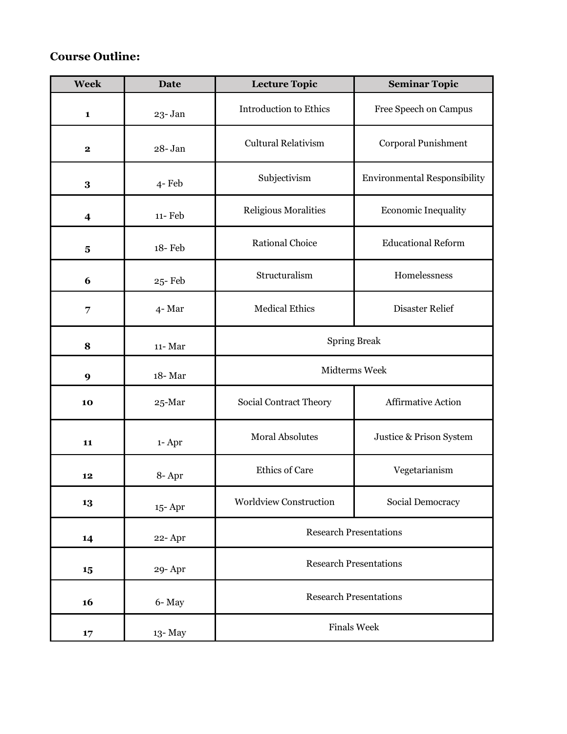**Course Outline:**

| Week | Date | Lecture Topic | Seminar Topic |
|---|---|---|---|
| 1 | 23- Jan | Introduction to Ethics | Free Speech on Campus |
| 2 | 28- Jan | Cultural Relativism | Corporal Punishment |
| 3 | 4- Feb | Subjectivism | Environmental Responsibility |
| 4 | 11- Feb | Religious Moralities | Economic Inequality |
| 5 | 18- Feb | Rational Choice | Educational Reform |
| 6 | 25- Feb | Structuralism | Homelessness |
| 7 | 4- Mar | Medical Ethics | Disaster Relief |
| 8 | 11- Mar | Spring Break | |
| 9 | 18- Mar | Midterms Week | |
| 10 | 25-Mar | Social Contract Theory | Affirmative Action |
| 11 | 1- Apr | Moral Absolutes | Justice & Prison System |
| 12 | 8- Apr | Ethics of Care | Vegetarianism |
| 13 | 15- Apr | Worldview Construction | Social Democracy |
| 14 | 22- Apr | Research Presentations | |
| 15 | 29- Apr | Research Presentations | |
| 16 | 6- May | Research Presentations | |
| 17 | 13- May | Finals Week | |